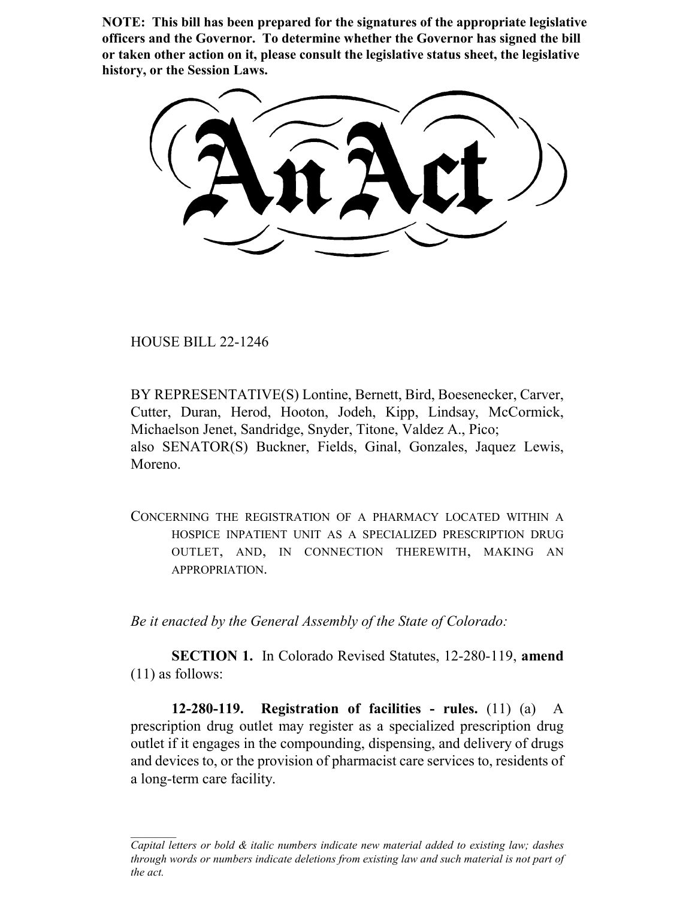**NOTE: This bill has been prepared for the signatures of the appropriate legislative officers and the Governor. To determine whether the Governor has signed the bill or taken other action on it, please consult the legislative status sheet, the legislative history, or the Session Laws.**

# An Act

HOUSE BILL 22-1246

BY REPRESENTATIVE(S) Lontine, Bernett, Bird, Boesenecker, Carver, Cutter, Duran, Herod, Hooton, Jodeh, Kipp, Lindsay, McCormick, Michaelson Jenet, Sandridge, Snyder, Titone, Valdez A., Pico;
also SENATOR(S) Buckner, Fields, Ginal, Gonzales, Jaquez Lewis, Moreno.

CONCERNING THE REGISTRATION OF A PHARMACY LOCATED WITHIN A HOSPICE INPATIENT UNIT AS A SPECIALIZED PRESCRIPTION DRUG OUTLET, AND, IN CONNECTION THEREWITH, MAKING AN APPROPRIATION.

*Be it enacted by the General Assembly of the State of Colorado:*

**SECTION 1.** In Colorado Revised Statutes, 12-280-119, **amend** (11) as follows:

**12-280-119. Registration of facilities - rules.** (11) (a) A prescription drug outlet may register as a specialized prescription drug outlet if it engages in the compounding, dispensing, and delivery of drugs and devices to, or the provision of pharmacist care services to, residents of a long-term care facility.

*Capital letters or bold & italic numbers indicate new material added to existing law; dashes through words or numbers indicate deletions from existing law and such material is not part of the act.*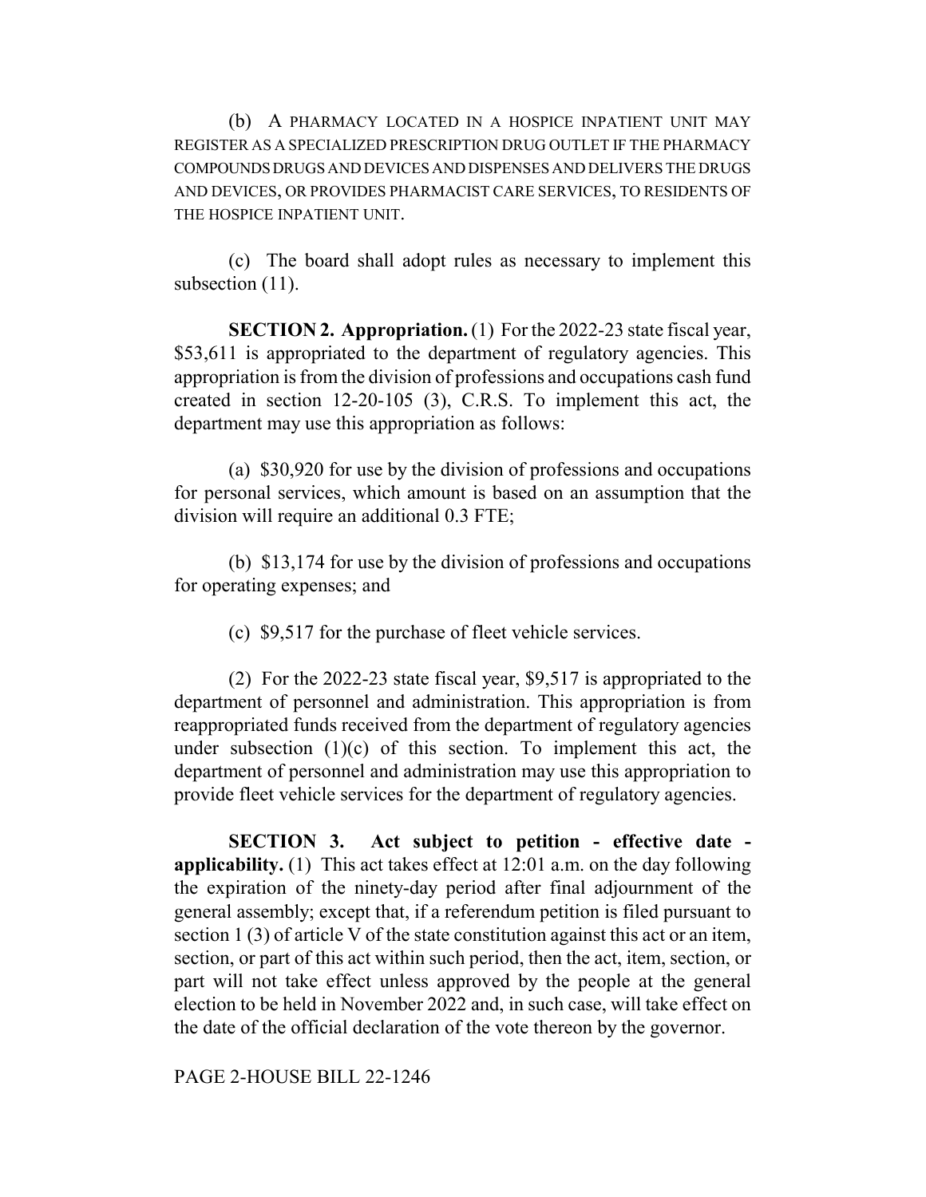(b) A PHARMACY LOCATED IN A HOSPICE INPATIENT UNIT MAY REGISTER AS A SPECIALIZED PRESCRIPTION DRUG OUTLET IF THE PHARMACY COMPOUNDS DRUGS AND DEVICES AND DISPENSES AND DELIVERS THE DRUGS AND DEVICES, OR PROVIDES PHARMACIST CARE SERVICES, TO RESIDENTS OF THE HOSPICE INPATIENT UNIT.

(c) The board shall adopt rules as necessary to implement this subsection (11).

**SECTION 2. Appropriation.** (1) For the 2022-23 state fiscal year, \$53,611 is appropriated to the department of regulatory agencies. This appropriation is from the division of professions and occupations cash fund created in section 12-20-105 (3), C.R.S. To implement this act, the department may use this appropriation as follows:

(a) \$30,920 for use by the division of professions and occupations for personal services, which amount is based on an assumption that the division will require an additional 0.3 FTE;

(b) \$13,174 for use by the division of professions and occupations for operating expenses; and

(c) \$9,517 for the purchase of fleet vehicle services.

(2) For the 2022-23 state fiscal year, \$9,517 is appropriated to the department of personnel and administration. This appropriation is from reappropriated funds received from the department of regulatory agencies under subsection (1)(c) of this section. To implement this act, the department of personnel and administration may use this appropriation to provide fleet vehicle services for the department of regulatory agencies.

**SECTION 3. Act subject to petition - effective date - applicability.** (1) This act takes effect at 12:01 a.m. on the day following the expiration of the ninety-day period after final adjournment of the general assembly; except that, if a referendum petition is filed pursuant to section 1 (3) of article V of the state constitution against this act or an item, section, or part of this act within such period, then the act, item, section, or part will not take effect unless approved by the people at the general election to be held in November 2022 and, in such case, will take effect on the date of the official declaration of the vote thereon by the governor.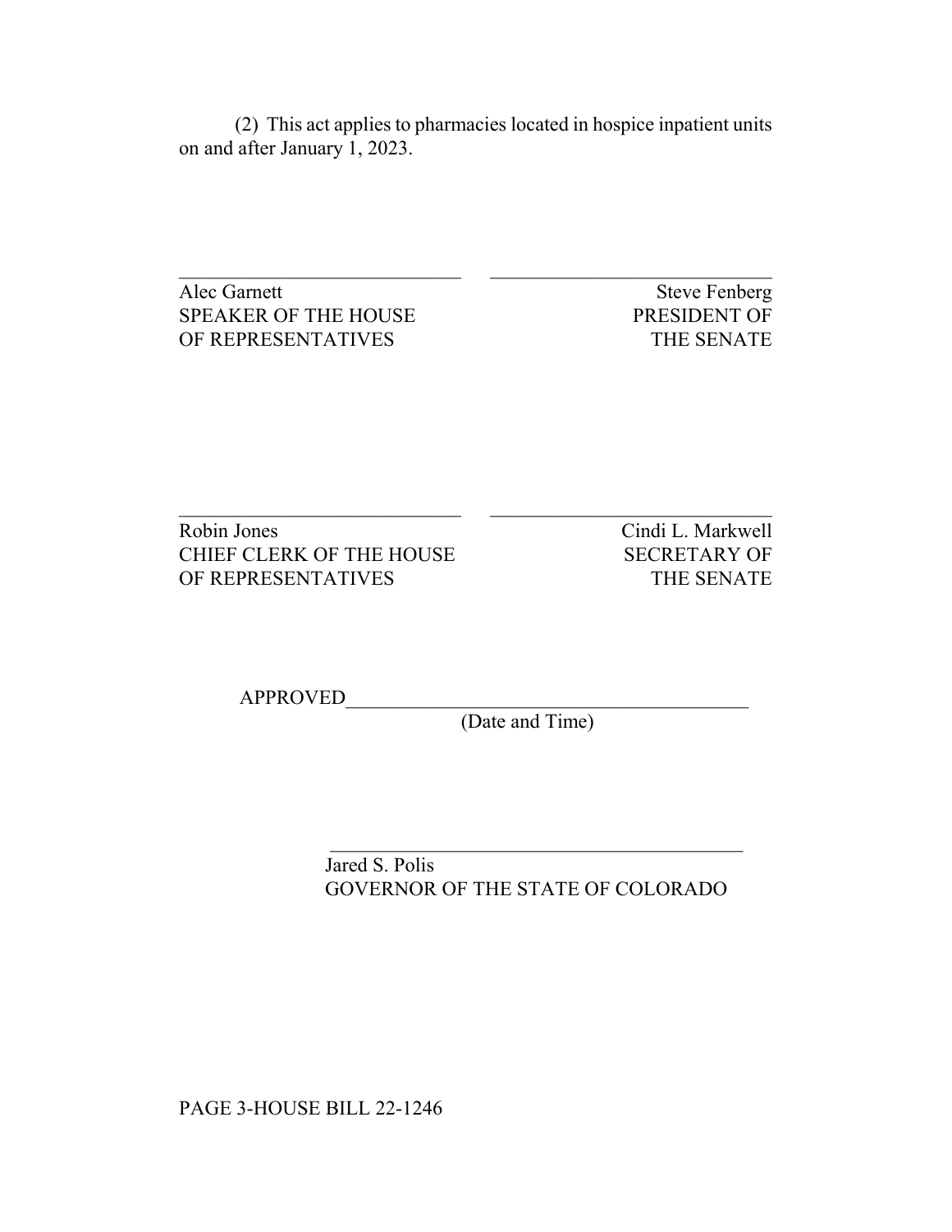(2) This act applies to pharmacies located in hospice inpatient units on and after January 1, 2023.

\_\_\_\_\_\_\_\_\_\_\_\_\_\_\_\_\_\_\_\_\_\_\_\_\_\_\_\_
Alec Garnett
SPEAKER OF THE HOUSE
OF REPRESENTATIVES

\_\_\_\_\_\_\_\_\_\_\_\_\_\_\_\_\_\_\_\_\_\_\_\_\_\_\_\_
Steve Fenberg
PRESIDENT OF
THE SENATE

\_\_\_\_\_\_\_\_\_\_\_\_\_\_\_\_\_\_\_\_\_\_\_\_\_\_\_\_
Robin Jones
CHIEF CLERK OF THE HOUSE
OF REPRESENTATIVES

\_\_\_\_\_\_\_\_\_\_\_\_\_\_\_\_\_\_\_\_\_\_\_\_\_\_\_\_
Cindi L. Markwell
SECRETARY OF
THE SENATE

APPROVED\_\_\_\_\_\_\_\_\_\_\_\_\_\_\_\_\_\_\_\_\_\_\_\_\_\_\_\_\_\_\_\_\_\_\_\_\_\_\_\_
(Date and Time)

\_\_\_\_\_\_\_\_\_\_\_\_\_\_\_\_\_\_\_\_\_\_\_\_\_\_\_\_\_\_\_\_\_\_\_\_\_\_\_\_
Jared S. Polis
GOVERNOR OF THE STATE OF COLORADO

PAGE 3-HOUSE BILL 22-1246